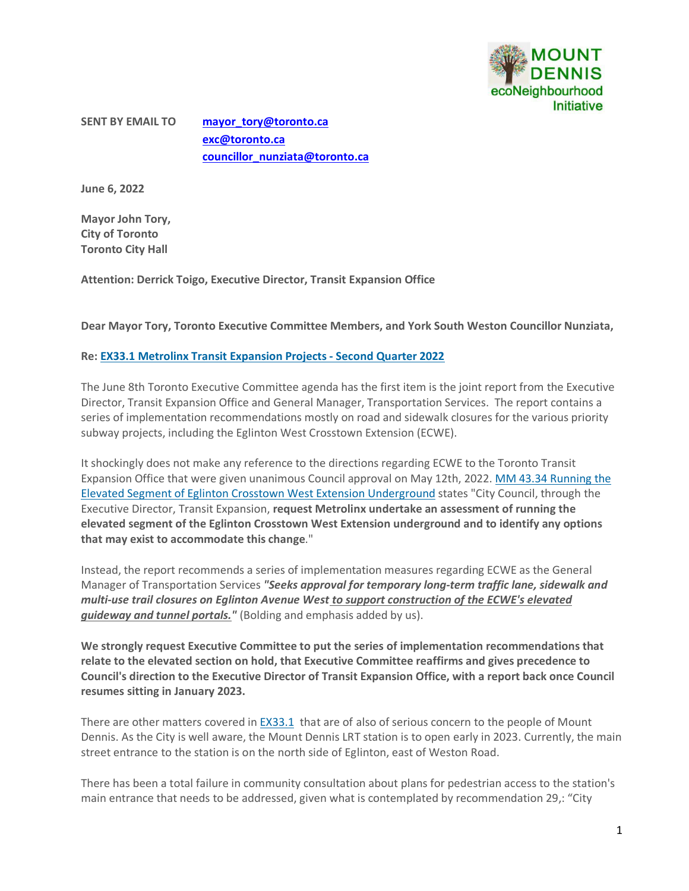MOUNT DENNIS ecoNeighbourhood Initiative

**SENT BY EMAIL TO** [mayor_tory@toronto.ca](mailto:mayor_tory@toronto.ca)
[exc@toronto.ca](mailto:exc@toronto.ca)
[councillor_nunziata@toronto.ca](mailto:councillor_nunziata@toronto.ca)

**June 6, 2022**

**Mayor John Tory,**
**City of Toronto**
**Toronto City Hall**

**Attention: Derrick Toigo, Executive Director, Transit Expansion Office**

**Dear Mayor Tory, Toronto Executive Committee Members, and York South Weston Councillor Nunziata,**

**Re: EX33.1 Metrolinx Transit Expansion Projects - Second Quarter 2022**

The June 8th Toronto Executive Committee agenda has the first item is the joint report from the Executive Director, Transit Expansion Office and General Manager, Transportation Services. The report contains a series of implementation recommendations mostly on road and sidewalk closures for the various priority subway projects, including the Eglinton West Crosstown Extension (ECWE).

It shockingly does not make any reference to the directions regarding ECWE to the Toronto Transit Expansion Office that were given unanimous Council approval on May 12th, 2022. MM 43.34 Running the Elevated Segment of Eglinton Crosstown West Extension Underground states "City Council, through the Executive Director, Transit Expansion, **request Metrolinx undertake an assessment of running the elevated segment of the Eglinton Crosstown West Extension underground and to identify any options that may exist to accommodate this change**."

Instead, the report recommends a series of implementation measures regarding ECWE as the General Manager of Transportation Services ***"Seeks approval for temporary long-term traffic lane, sidewalk and multi-use trail closures on Eglinton Avenue West <u>to support construction of the ECWE's elevated guideway and tunnel portals.</u>"*** (Bolding and emphasis added by us).

**We strongly request Executive Committee to put the series of implementation recommendations that relate to the elevated section on hold, that Executive Committee reaffirms and gives precedence to Council's direction to the Executive Director of Transit Expansion Office, with a report back once Council resumes sitting in January 2023.**

There are other matters covered in EX33.1 that are of also of serious concern to the people of Mount Dennis. As the City is well aware, the Mount Dennis LRT station is to open early in 2023. Currently, the main street entrance to the station is on the north side of Eglinton, east of Weston Road.

There has been a total failure in community consultation about plans for pedestrian access to the station's main entrance that needs to be addressed, given what is contemplated by recommendation 29,: "City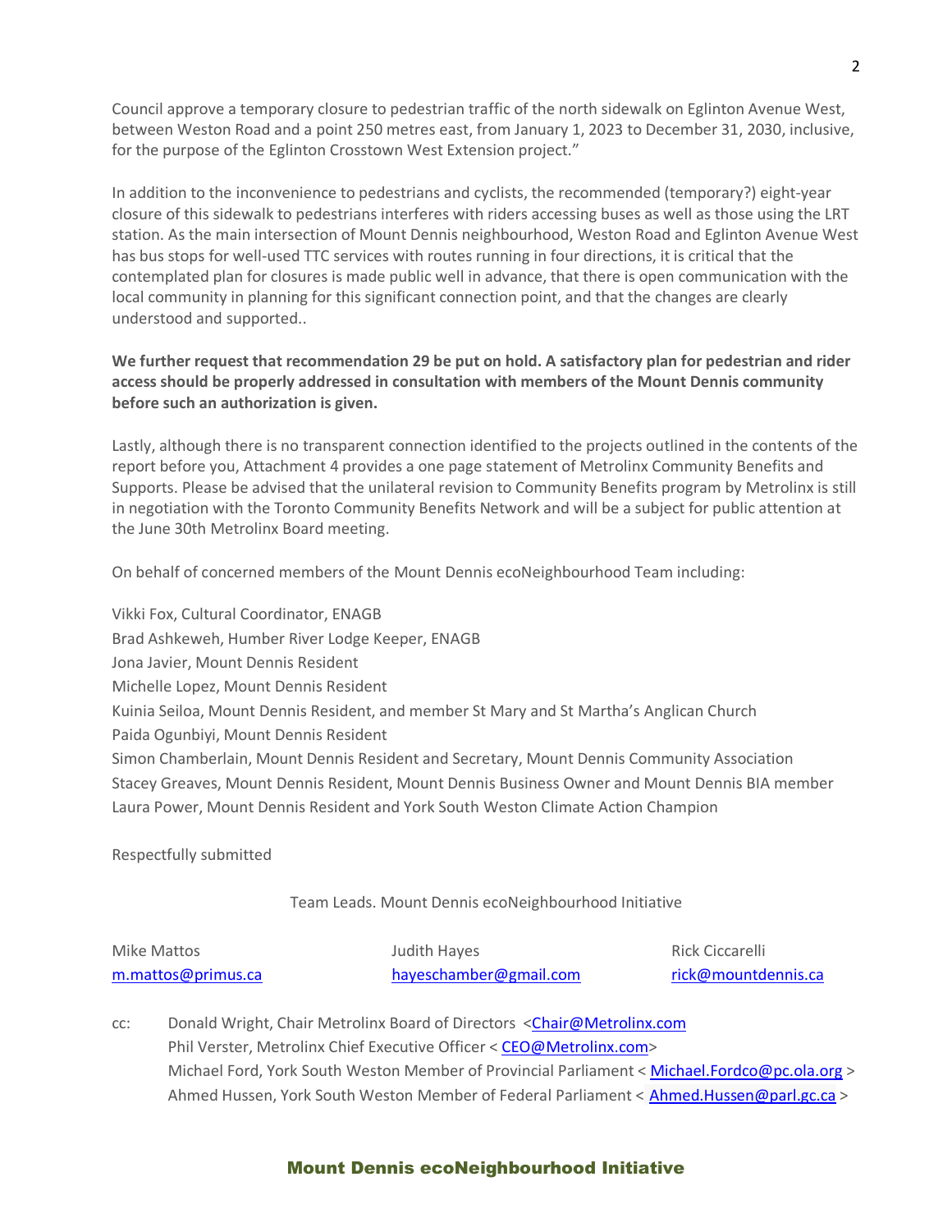Council approve a temporary closure to pedestrian traffic of the north sidewalk on Eglinton Avenue West, between Weston Road and a point 250 metres east, from January 1, 2023 to December 31, 2030, inclusive, for the purpose of the Eglinton Crosstown West Extension project."

In addition to the inconvenience to pedestrians and cyclists, the recommended (temporary?) eight-year closure of this sidewalk to pedestrians interferes with riders accessing buses as well as those using the LRT station. As the main intersection of Mount Dennis neighbourhood, Weston Road and Eglinton Avenue West has bus stops for well-used TTC services with routes running in four directions, it is critical that the contemplated plan for closures is made public well in advance, that there is open communication with the local community in planning for this significant connection point, and that the changes are clearly understood and supported..

**We further request that recommendation 29 be put on hold. A satisfactory plan for pedestrian and rider access should be properly addressed in consultation with members of the Mount Dennis community before such an authorization is given.**

Lastly, although there is no transparent connection identified to the projects outlined in the contents of the report before you, Attachment 4 provides a one page statement of Metrolinx Community Benefits and Supports. Please be advised that the unilateral revision to Community Benefits program by Metrolinx is still in negotiation with the Toronto Community Benefits Network and will be a subject for public attention at the June 30th Metrolinx Board meeting.

On behalf of concerned members of the Mount Dennis ecoNeighbourhood Team including:

Vikki Fox, Cultural Coordinator, ENAGB
Brad Ashkeweh, Humber River Lodge Keeper, ENAGB
Jona Javier, Mount Dennis Resident
Michelle Lopez, Mount Dennis Resident
Kuinia Seiloa, Mount Dennis Resident, and member St Mary and St Martha's Anglican Church
Paida Ogunbiyi, Mount Dennis Resident
Simon Chamberlain, Mount Dennis Resident and Secretary, Mount Dennis Community Association
Stacey Greaves, Mount Dennis Resident, Mount Dennis Business Owner and Mount Dennis BIA member
Laura Power, Mount Dennis Resident and York South Weston Climate Action Champion

Respectfully submitted

Team Leads. Mount Dennis ecoNeighbourhood Initiative

| | | |
|---|---|---|
| Mike Mattos | Judith Hayes | Rick Ciccarelli |
| m.mattos@primus.ca | hayeschamber@gmail.com | rick@mountdennis.ca |

cc: Donald Wright, Chair Metrolinx Board of Directors <Chair@Metrolinx.com
Phil Verster, Metrolinx Chief Executive Officer < CEO@Metrolinx.com>
Michael Ford, York South Weston Member of Provincial Parliament < Michael.Fordco@pc.ola.org >
Ahmed Hussen, York South Weston Member of Federal Parliament < Ahmed.Hussen@parl.gc.ca >

**Mount Dennis ecoNeighbourhood Initiative**